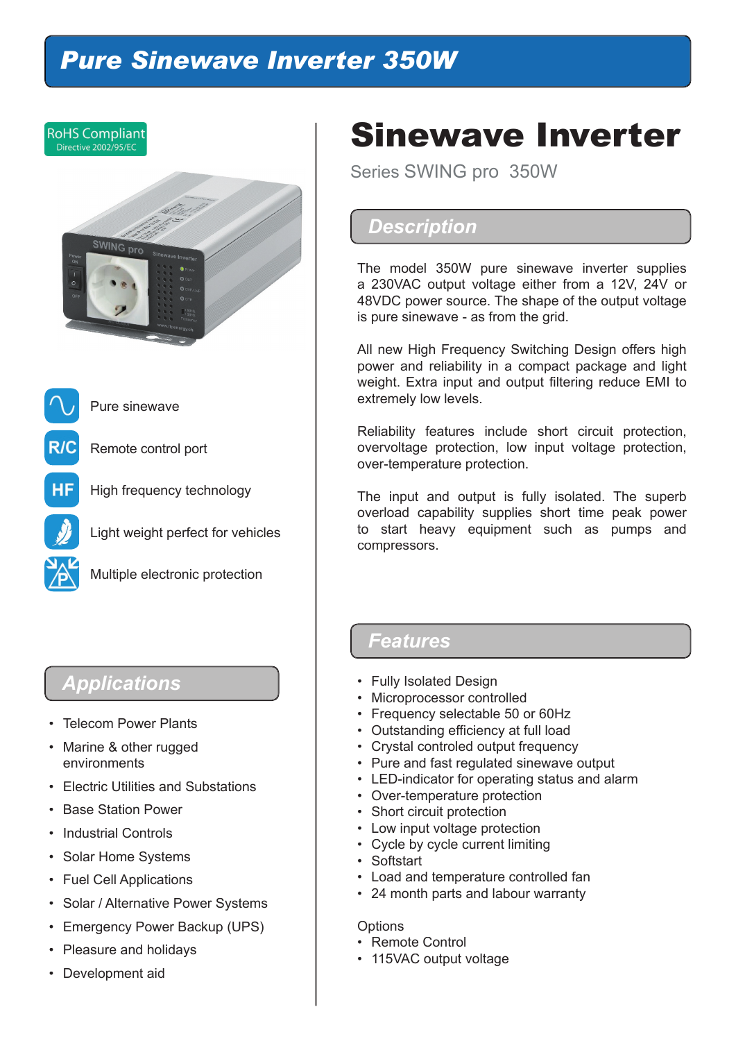# Pure Sinewave Inverter 350W

RoHS Compliant
Directive 2002/95/EC

- Pure sinewave
- Remote control port
- High frequency technology
- Light weight perfect for vehicles
- Multiple electronic protection

## Applications

- Telecom Power Plants
- Marine & other rugged environments
- Electric Utilities and Substations
- Base Station Power
- Industrial Controls
- Solar Home Systems
- Fuel Cell Applications
- Solar / Alternative Power Systems
- Emergency Power Backup (UPS)
- Pleasure and holidays
- Development aid

# Sinewave Inverter

Series SWING pro 350W

## Description

The model 350W pure sinewave inverter supplies a 230VAC output voltage either from a 12V, 24V or 48VDC power source. The shape of the output voltage is pure sinewave - as from the grid.

All new High Frequency Switching Design offers high power and reliability in a compact package and light weight. Extra input and output filtering reduce EMI to extremely low levels.

Reliability features include short circuit protection, overvoltage protection, low input voltage protection, over-temperature protection.

The input and output is fully isolated. The superb overload capability supplies short time peak power to start heavy equipment such as pumps and compressors.

## Features

- Fully Isolated Design
- Microprocessor controlled
- Frequency selectable 50 or 60Hz
- Outstanding efficiency at full load
- Crystal controled output frequency
- Pure and fast regulated sinewave output
- LED-indicator for operating status and alarm
- Over-temperature protection
- Short circuit protection
- Low input voltage protection
- Cycle by cycle current limiting
- Softstart
- Load and temperature controlled fan
- 24 month parts and labour warranty

Options
- Remote Control
- 115VAC output voltage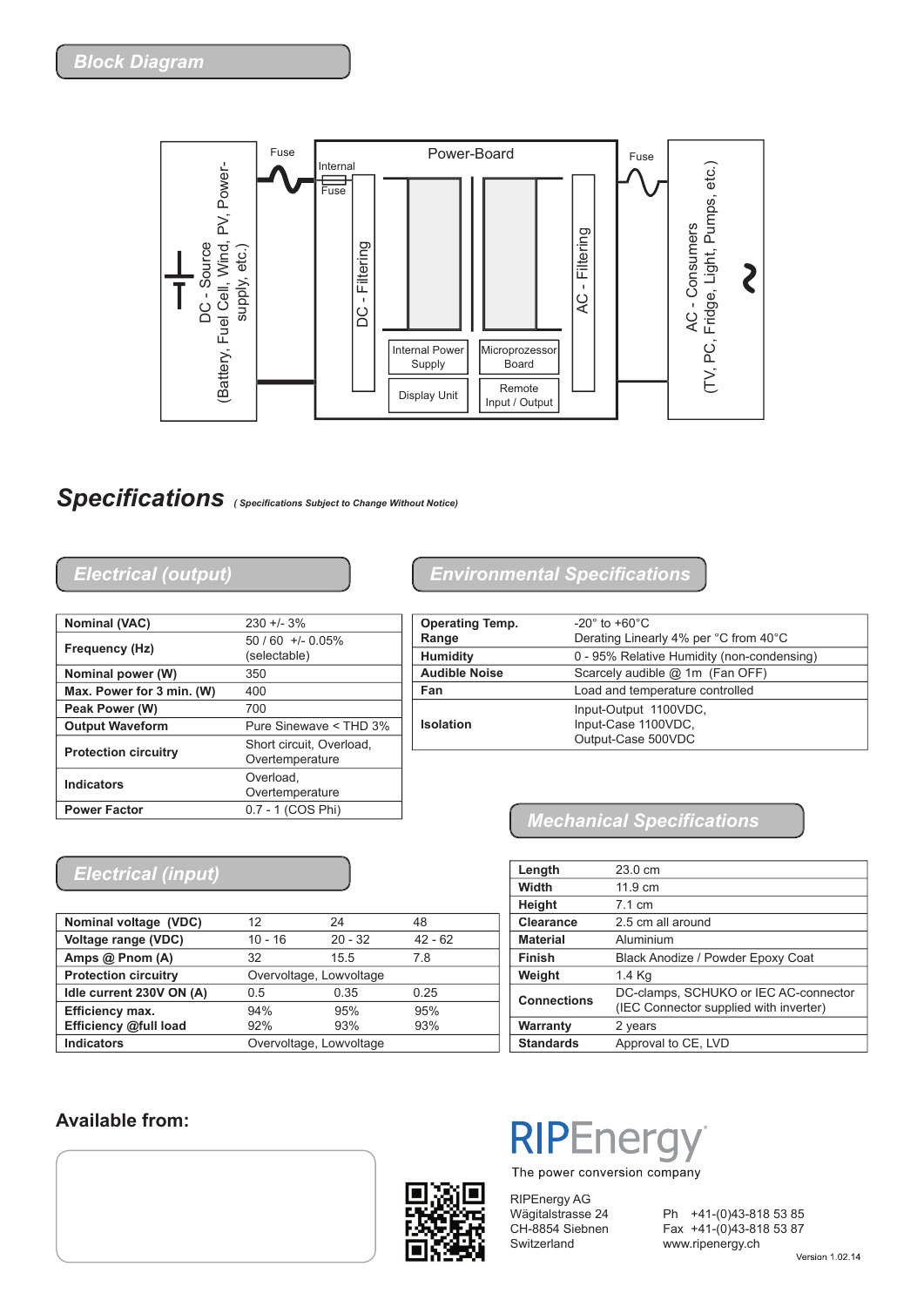## Block Diagram

DC - Source
(Battery, Fuel Cell, Wind, PV, Power-supply, etc.)

Fuse

Power-Board

Internal Fuse

DC - Filtering

Internal Power Supply

Microprozessor Board

Display Unit

Remote Input / Output

AC - Filtering

Fuse

AC - Consumers
(TV, PC, Fridge, Light, Pumps, etc.)

# Specifications *( Specifications Subject to Change Without Notice)*

## Electrical (output)

| | |
|---|---|
| **Nominal (VAC)** | 230 +/- 3% |
| **Frequency (Hz)** | 50 / 60 +/- 0.05% (selectable) |
| **Nominal power (W)** | 350 |
| **Max. Power for 3 min. (W)** | 400 |
| **Peak Power (W)** | 700 |
| **Output Waveform** | Pure Sinewave < THD 3% |
| **Protection circuitry** | Short circuit, Overload, Overtemperature |
| **Indicators** | Overload, Overtemperature |
| **Power Factor** | 0.7 - 1 (COS Phi) |

## Environmental Specifications

| | |
|---|---|
| **Operating Temp. Range** | -20° to +60°C<br>Derating Linearly 4% per °C from 40°C |
| **Humidity** | 0 - 95% Relative Humidity (non-condensing) |
| **Audible Noise** | Scarcely audible @ 1m (Fan OFF) |
| **Fan** | Load and temperature controlled |
| **Isolation** | Input-Output 1100VDC,<br>Input-Case 1100VDC,<br>Output-Case 500VDC |

## Electrical (input)

| | | | |
|---|---|---|---|
| **Nominal voltage (VDC)** | 12 | 24 | 48 |
| **Voltage range (VDC)** | 10 - 16 | 20 - 32 | 42 - 62 |
| **Amps @ Pnom (A)** | 32 | 15.5 | 7.8 |
| **Protection circuitry** | Overvoltage, Lowvoltage | | |
| **Idle current 230V ON (A)** | 0.5 | 0.35 | 0.25 |
| **Efficiency max.** | 94% | 95% | 95% |
| **Efficiency @full load** | 92% | 93% | 93% |
| **Indicators** | Overvoltage, Lowvoltage | | |

## Mechanical Specifications

| | |
|---|---|
| **Length** | 23.0 cm |
| **Width** | 11.9 cm |
| **Height** | 7.1 cm |
| **Clearance** | 2.5 cm all around |
| **Material** | Aluminium |
| **Finish** | Black Anodize / Powder Epoxy Coat |
| **Weight** | 1.4 Kg |
| **Connections** | DC-clamps, SCHUKO or IEC AC-connector (IEC Connector supplied with inverter) |
| **Warranty** | 2 years |
| **Standards** | Approval to CE, LVD |

### Available from:

RIPEnergy
The power conversion company

RIPEnergy AG
Wägitalstrasse 24
CH-8854 Siebnen
Switzerland

Ph +41-(0)43-818 53 85
Fax +41-(0)43-818 53 87
www.ripenergy.ch

Version 1.02.14